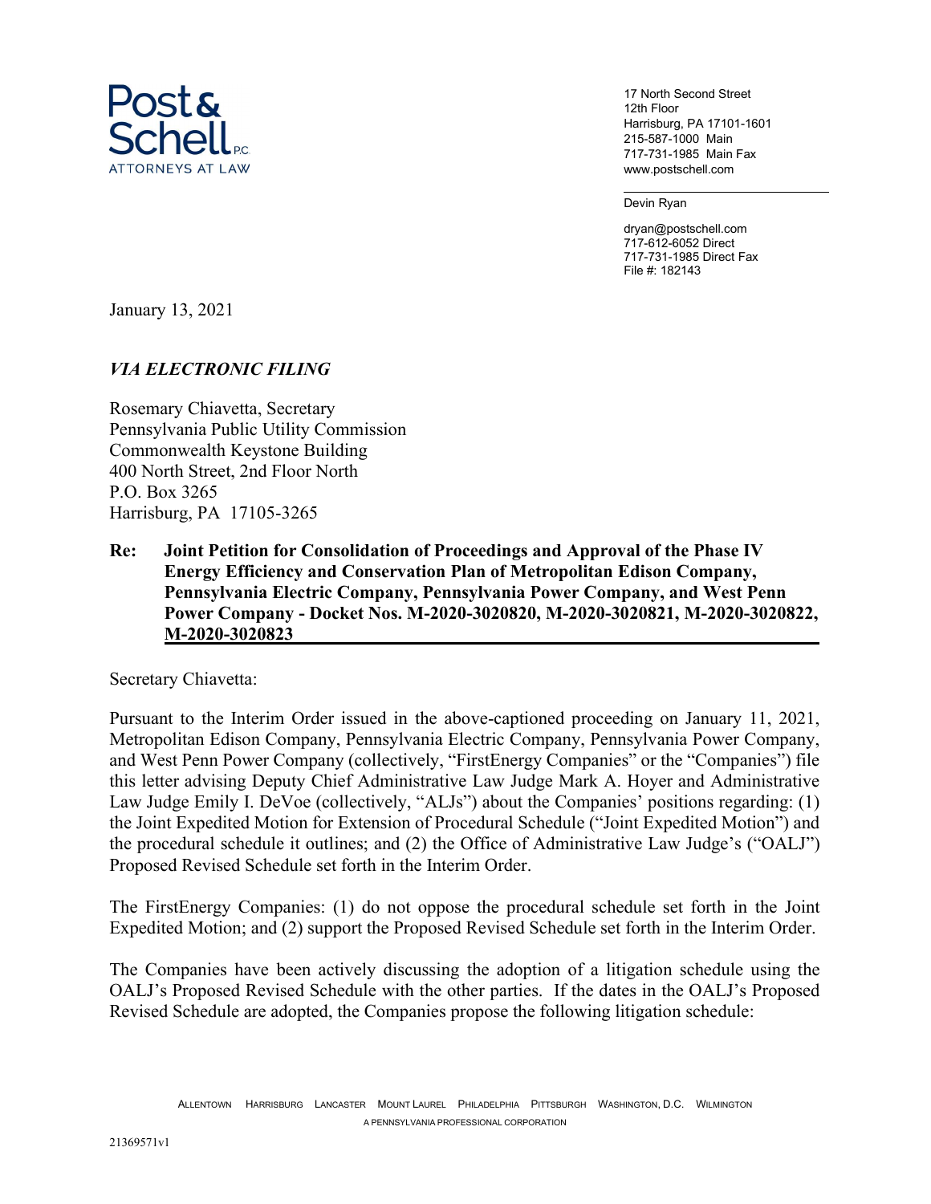Post & Schell P.C.
ATTORNEYS AT LAW

17 North Second Street
12th Floor
Harrisburg, PA 17101-1601
215-587-1000 Main
717-731-1985 Main Fax
www.postschell.com

Devin Ryan

dryan@postschell.com
717-612-6052 Direct
717-731-1985 Direct Fax
File #: 182143

January 13, 2021

*VIA ELECTRONIC FILING*

Rosemary Chiavetta, Secretary
Pennsylvania Public Utility Commission
Commonwealth Keystone Building
400 North Street, 2nd Floor North
P.O. Box 3265
Harrisburg, PA 17105-3265

**Re: Joint Petition for Consolidation of Proceedings and Approval of the Phase IV Energy Efficiency and Conservation Plan of Metropolitan Edison Company, Pennsylvania Electric Company, Pennsylvania Power Company, and West Penn Power Company - Docket Nos. M-2020-3020820, M-2020-3020821, M-2020-3020822, M-2020-3020823**

Secretary Chiavetta:

Pursuant to the Interim Order issued in the above-captioned proceeding on January 11, 2021, Metropolitan Edison Company, Pennsylvania Electric Company, Pennsylvania Power Company, and West Penn Power Company (collectively, "FirstEnergy Companies" or the "Companies") file this letter advising Deputy Chief Administrative Law Judge Mark A. Hoyer and Administrative Law Judge Emily I. DeVoe (collectively, "ALJs") about the Companies' positions regarding: (1) the Joint Expedited Motion for Extension of Procedural Schedule ("Joint Expedited Motion") and the procedural schedule it outlines; and (2) the Office of Administrative Law Judge's ("OALJ") Proposed Revised Schedule set forth in the Interim Order.

The FirstEnergy Companies: (1) do not oppose the procedural schedule set forth in the Joint Expedited Motion; and (2) support the Proposed Revised Schedule set forth in the Interim Order.

The Companies have been actively discussing the adoption of a litigation schedule using the OALJ's Proposed Revised Schedule with the other parties. If the dates in the OALJ's Proposed Revised Schedule are adopted, the Companies propose the following litigation schedule:

ALLENTOWN HARRISBURG LANCASTER MOUNT LAUREL PHILADELPHIA PITTSBURGH WASHINGTON, D.C. WILMINGTON
A PENNSYLVANIA PROFESSIONAL CORPORATION

21369571v1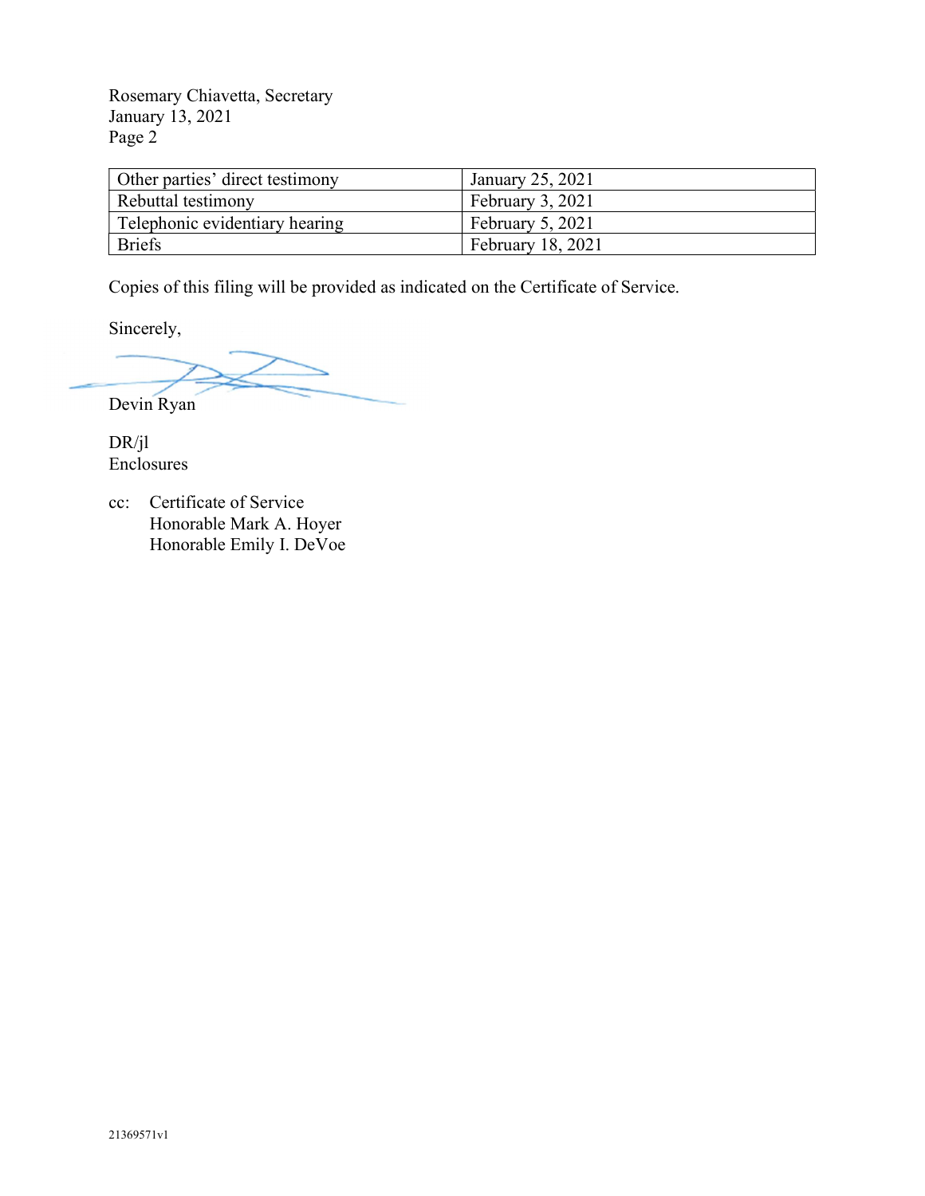Rosemary Chiavetta, Secretary
January 13, 2021
Page 2

| Other parties' direct testimony | January 25, 2021 |
|---|---|
| Rebuttal testimony | February 3, 2021 |
| Telephonic evidentiary hearing | February 5, 2021 |
| Briefs | February 18, 2021 |

Copies of this filing will be provided as indicated on the Certificate of Service.

Sincerely,

Devin Ryan

DR/jl
Enclosures

cc: Certificate of Service
Honorable Mark A. Hoyer
Honorable Emily I. DeVoe

21369571v1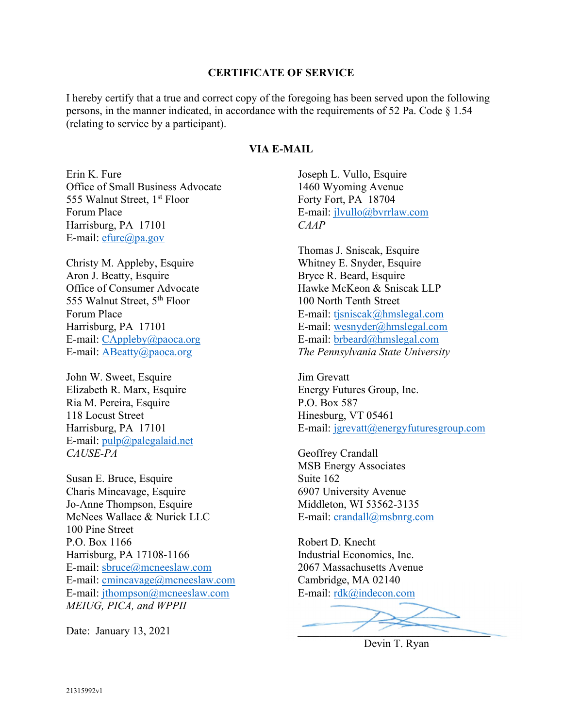## CERTIFICATE OF SERVICE

I hereby certify that a true and correct copy of the foregoing has been served upon the following persons, in the manner indicated, in accordance with the requirements of 52 Pa. Code § 1.54 (relating to service by a participant).

**VIA E-MAIL**

Erin K. Fure
Office of Small Business Advocate
555 Walnut Street, 1st Floor
Forum Place
Harrisburg, PA 17101
E-mail: efure@pa.gov

Christy M. Appleby, Esquire
Aron J. Beatty, Esquire
Office of Consumer Advocate
555 Walnut Street, 5th Floor
Forum Place
Harrisburg, PA 17101
E-mail: CAppleby@paoca.org
E-mail: ABeatty@paoca.org

John W. Sweet, Esquire
Elizabeth R. Marx, Esquire
Ria M. Pereira, Esquire
118 Locust Street
Harrisburg, PA 17101
E-mail: pulp@palegalaid.net
*CAUSE-PA*

Susan E. Bruce, Esquire
Charis Mincavage, Esquire
Jo-Anne Thompson, Esquire
McNees Wallace & Nurick LLC
100 Pine Street
P.O. Box 1166
Harrisburg, PA 17108-1166
E-mail: sbruce@mcneeslaw.com
E-mail: cmincavage@mcneeslaw.com
E-mail: jthompson@mcneeslaw.com
*MEIUG, PICA, and WPPII*

Joseph L. Vullo, Esquire
1460 Wyoming Avenue
Forty Fort, PA 18704
E-mail: jlvullo@bvrrlaw.com
*CAAP*

Thomas J. Sniscak, Esquire
Whitney E. Snyder, Esquire
Bryce R. Beard, Esquire
Hawke McKeon & Sniscak LLP
100 North Tenth Street
E-mail: tjsniscak@hmslegal.com
E-mail: wesnyder@hmslegal.com
E-mail: brbeard@hmslegal.com
*The Pennsylvania State University*

Jim Grevatt
Energy Futures Group, Inc.
P.O. Box 587
Hinesburg, VT 05461
E-mail: jgrevatt@energyfuturesgroup.com

Geoffrey Crandall
MSB Energy Associates
Suite 162
6907 University Avenue
Middleton, WI 53562-3135
E-mail: crandall@msbnrg.com

Robert D. Knecht
Industrial Economics, Inc.
2067 Massachusetts Avenue
Cambridge, MA 02140
E-mail: rdk@indecon.com

Date: January 13, 2021

Devin T. Ryan

21315992v1